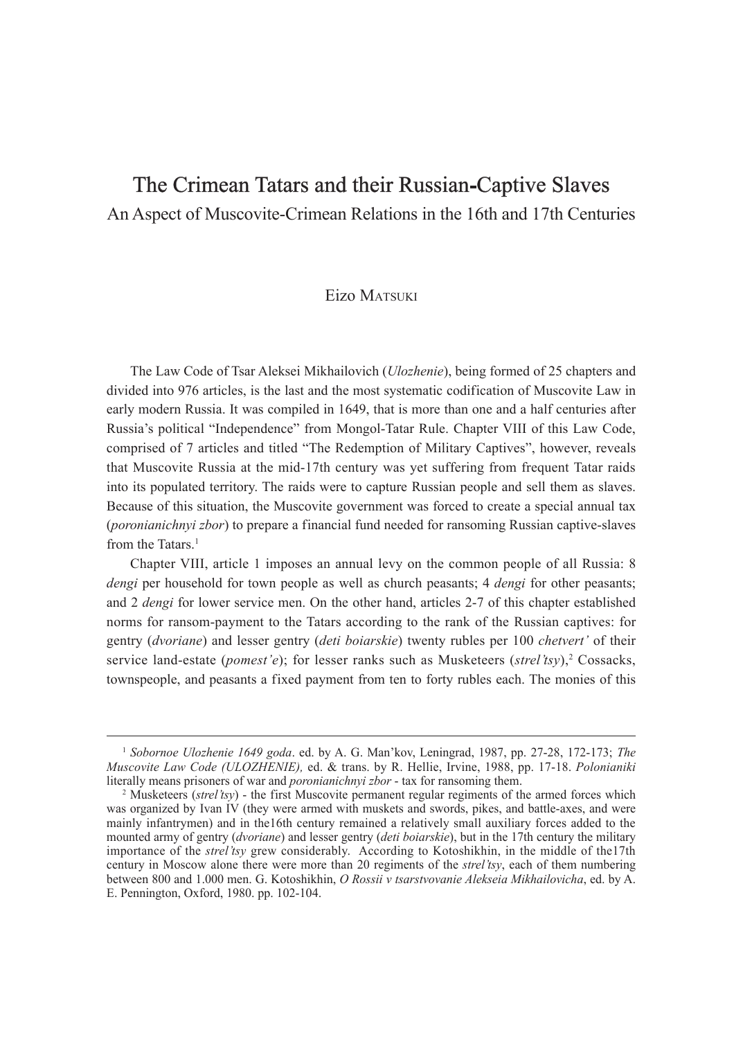# The Crimean Tatars and their Russian-Captive Slaves

## An Aspect of Muscovite-Crimean Relations in the 16th and 17th Centuries

Eizo Matsuki

The Law Code of Tsar Aleksei Mikhailovich (*Ulozhenie*), being formed of 25 chapters and divided into 976 articles, is the last and the most systematic codification of Muscovite Law in early modern Russia. It was compiled in 1649, that is more than one and a half centuries after Russia's political "Independence" from Mongol-Tatar Rule. Chapter VIII of this Law Code, comprised of 7 articles and titled "The Redemption of Military Captives", however, reveals that Muscovite Russia at the mid-17th century was yet suffering from frequent Tatar raids into its populated territory. The raids were to capture Russian people and sell them as slaves. Because of this situation, the Muscovite government was forced to create a special annual tax (*poronianichnyi zbor*) to prepare a financial fund needed for ransoming Russian captive-slaves from the Tatars.[1]

Chapter VIII, article 1 imposes an annual levy on the common people of all Russia: 8 *dengi* per household for town people as well as church peasants; 4 *dengi* for other peasants; and 2 *dengi* for lower service men. On the other hand, articles 2-7 of this chapter established norms for ransom-payment to the Tatars according to the rank of the Russian captives: for gentry (*dvoriane*) and lesser gentry (*deti boiarskie*) twenty rubles per 100 *chetvert'* of their service land-estate (*pomest'e*); for lesser ranks such as Musketeers (*strel'tsy*),[2] Cossacks, townspeople, and peasants a fixed payment from ten to forty rubles each. The monies of this

---

[1] *Sobornoe Ulozhenie 1649 goda*. ed. by A. G. Man'kov, Leningrad, 1987, pp. 27-28, 172-173; *The Muscovite Law Code (ULOZHENIE),* ed. & trans. by R. Hellie, Irvine, 1988, pp. 17-18. *Polonianiki* literally means prisoners of war and *poronianichnyi zbor* - tax for ransoming them.

[2] Musketeers (*strel'tsy*) - the first Muscovite permanent regular regiments of the armed forces which was organized by Ivan IV (they were armed with muskets and swords, pikes, and battle-axes, and were mainly infantrymen) and in the16th century remained a relatively small auxiliary forces added to the mounted army of gentry (*dvoriane*) and lesser gentry (*deti boiarskie*), but in the 17th century the military importance of the *strel'tsy* grew considerably. According to Kotoshikhin, in the middle of the17th century in Moscow alone there were more than 20 regiments of the *strel'tsy*, each of them numbering between 800 and 1.000 men. G. Kotoshikhin, *O Rossii v tsarstvovanie Alekseia Mikhailovicha*, ed. by A. E. Pennington, Oxford, 1980. pp. 102-104.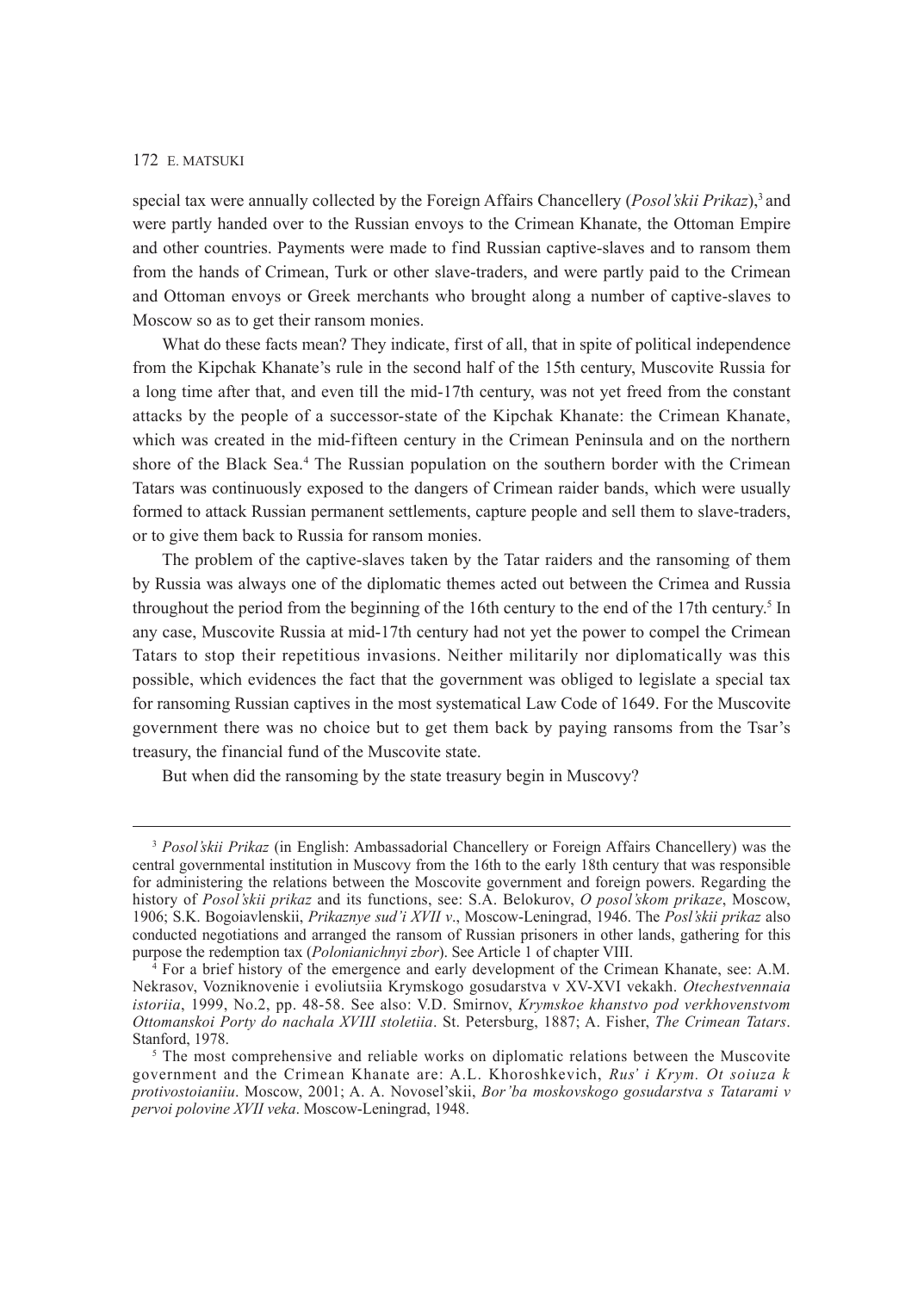special tax were annually collected by the Foreign Affairs Chancellery (*Posol'skii Prikaz*),[3] and were partly handed over to the Russian envoys to the Crimean Khanate, the Ottoman Empire and other countries. Payments were made to find Russian captive-slaves and to ransom them from the hands of Crimean, Turk or other slave-traders, and were partly paid to the Crimean and Ottoman envoys or Greek merchants who brought along a number of captive-slaves to Moscow so as to get their ransom monies.

What do these facts mean? They indicate, first of all, that in spite of political independence from the Kipchak Khanate's rule in the second half of the 15th century, Muscovite Russia for a long time after that, and even till the mid-17th century, was not yet freed from the constant attacks by the people of a successor-state of the Kipchak Khanate: the Crimean Khanate, which was created in the mid-fifteen century in the Crimean Peninsula and on the northern shore of the Black Sea.[4] The Russian population on the southern border with the Crimean Tatars was continuously exposed to the dangers of Crimean raider bands, which were usually formed to attack Russian permanent settlements, capture people and sell them to slave-traders, or to give them back to Russia for ransom monies.

The problem of the captive-slaves taken by the Tatar raiders and the ransoming of them by Russia was always one of the diplomatic themes acted out between the Crimea and Russia throughout the period from the beginning of the 16th century to the end of the 17th century.[5] In any case, Muscovite Russia at mid-17th century had not yet the power to compel the Crimean Tatars to stop their repetitious invasions. Neither militarily nor diplomatically was this possible, which evidences the fact that the government was obliged to legislate a special tax for ransoming Russian captives in the most systematical Law Code of 1649. For the Muscovite government there was no choice but to get them back by paying ransoms from the Tsar's treasury, the financial fund of the Muscovite state.

But when did the ransoming by the state treasury begin in Muscovy?

---

[3] *Posol'skii Prikaz* (in English: Ambassadorial Chancellery or Foreign Affairs Chancellery) was the central governmental institution in Muscovy from the 16th to the early 18th century that was responsible for administering the relations between the Moscovite government and foreign powers. Regarding the history of *Posol'skii prikaz* and its functions, see: S.A. Belokurov, *O posol'skom prikaze*, Moscow, 1906; S.K. Bogoiavlenskii, *Prikaznye sud'i XVII v*., Moscow-Leningrad, 1946. The *Posl'skii prikaz* also conducted negotiations and arranged the ransom of Russian prisoners in other lands, gathering for this purpose the redemption tax (*Polonianichnyi zbor*). See Article 1 of chapter VIII.

[4] For a brief history of the emergence and early development of the Crimean Khanate, see: A.M. Nekrasov, Vozniknovenie i evoliutsiia Krymskogo gosudarstva v XV-XVI vekakh. *Otechestvennaia istoriia*, 1999, No.2, pp. 48-58. See also: V.D. Smirnov, *Krymskoe khanstvo pod verkhovenstvom Ottomanskoi Porty do nachala XVIII stoletiia*. St. Petersburg, 1887; A. Fisher, *The Crimean Tatars*. Stanford, 1978.

[5] The most comprehensive and reliable works on diplomatic relations between the Muscovite government and the Crimean Khanate are: A.L. Khoroshkevich, *Rus' i Krym. Ot soiuza k protivostoianiiu*. Moscow, 2001; A. A. Novosel'skii, *Bor'ba moskovskogo gosudarstva s Tatarami v pervoi polovine XVII veka*. Moscow-Leningrad, 1948.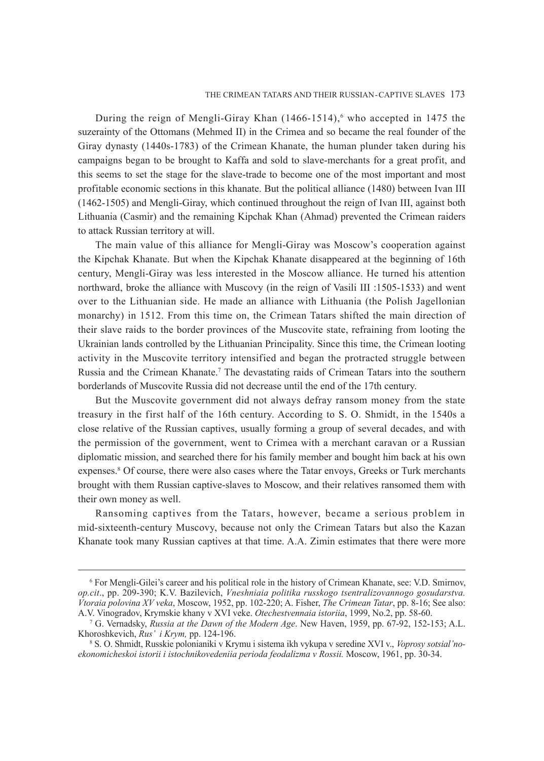During the reign of Mengli-Giray Khan (1466-1514),[6] who accepted in 1475 the suzerainty of the Ottomans (Mehmed II) in the Crimea and so became the real founder of the Giray dynasty (1440s-1783) of the Crimean Khanate, the human plunder taken during his campaigns began to be brought to Kaffa and sold to slave-merchants for a great profit, and this seems to set the stage for the slave-trade to become one of the most important and most profitable economic sections in this khanate. But the political alliance (1480) between Ivan III (1462-1505) and Mengli-Giray, which continued throughout the reign of Ivan III, against both Lithuania (Casmir) and the remaining Kipchak Khan (Ahmad) prevented the Crimean raiders to attack Russian territory at will.

The main value of this alliance for Mengli-Giray was Moscow's cooperation against the Kipchak Khanate. But when the Kipchak Khanate disappeared at the beginning of 16th century, Mengli-Giray was less interested in the Moscow alliance. He turned his attention northward, broke the alliance with Muscovy (in the reign of Vasili III :1505-1533) and went over to the Lithuanian side. He made an alliance with Lithuania (the Polish Jagellonian monarchy) in 1512. From this time on, the Crimean Tatars shifted the main direction of their slave raids to the border provinces of the Muscovite state, refraining from looting the Ukrainian lands controlled by the Lithuanian Principality. Since this time, the Crimean looting activity in the Muscovite territory intensified and began the protracted struggle between Russia and the Crimean Khanate.[7] The devastating raids of Crimean Tatars into the southern borderlands of Muscovite Russia did not decrease until the end of the 17th century.

But the Muscovite government did not always defray ransom money from the state treasury in the first half of the 16th century. According to S. O. Shmidt, in the 1540s a close relative of the Russian captives, usually forming a group of several decades, and with the permission of the government, went to Crimea with a merchant caravan or a Russian diplomatic mission, and searched there for his family member and bought him back at his own expenses.[8] Of course, there were also cases where the Tatar envoys, Greeks or Turk merchants brought with them Russian captive-slaves to Moscow, and their relatives ransomed them with their own money as well.

Ransoming captives from the Tatars, however, became a serious problem in mid-sixteenth-century Muscovy, because not only the Crimean Tatars but also the Kazan Khanate took many Russian captives at that time. A.A. Zimin estimates that there were more

---

[6] For Mengli-Gilei's career and his political role in the history of Crimean Khanate, see: V.D. Smirnov, *op.cit*., pp. 209-390; K.V. Bazilevich, *Vneshniaia politika russkogo tsentralizovannogo gosudarstva. Vtoraia polovina XV veka*, Moscow, 1952, pp. 102-220; A. Fisher, *The Crimean Tatar*, pp. 8-16; See also: A.V. Vinogradov, Krymskie khany v XVI veke. *Otechestvennaia istoriia*, 1999, No.2, pp. 58-60.

[7] G. Vernadsky, *Russia at the Dawn of the Modern Age*. New Haven, 1959, pp. 67-92, 152-153; A.L. Khoroshkevich, *Rus' i Krym,* pp. 124-196.

[8] S. O. Shmidt, Russkie polonianiki v Krymu i sistema ikh vykupa v seredine XVI v., *Voprosy sotsial'no-ekonomicheskoi istorii i istochnikovedeniia perioda feodalizma v Rossii.* Moscow, 1961, pp. 30-34.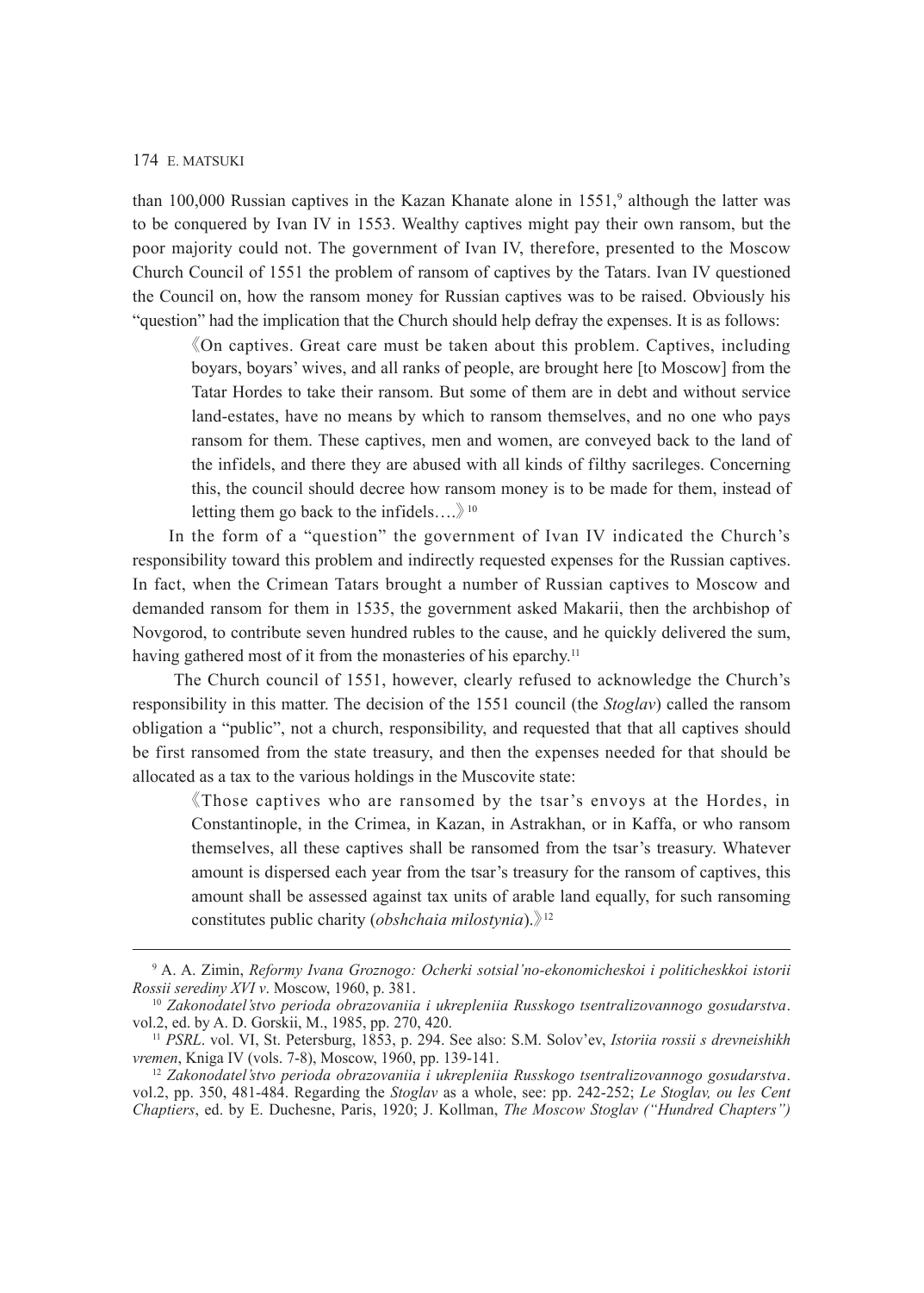than 100,000 Russian captives in the Kazan Khanate alone in 1551,[9] although the latter was to be conquered by Ivan IV in 1553. Wealthy captives might pay their own ransom, but the poor majority could not. The government of Ivan IV, therefore, presented to the Moscow Church Council of 1551 the problem of ransom of captives by the Tatars. Ivan IV questioned the Council on, how the ransom money for Russian captives was to be raised. Obviously his "question" had the implication that the Church should help defray the expenses. It is as follows:

> 《On captives. Great care must be taken about this problem. Captives, including boyars, boyars' wives, and all ranks of people, are brought here [to Moscow] from the Tatar Hordes to take their ransom. But some of them are in debt and without service land-estates, have no means by which to ransom themselves, and no one who pays ransom for them. These captives, men and women, are conveyed back to the land of the infidels, and there they are abused with all kinds of filthy sacrileges. Concerning this, the council should decree how ransom money is to be made for them, instead of letting them go back to the infidels....》[10]

In the form of a "question" the government of Ivan IV indicated the Church's responsibility toward this problem and indirectly requested expenses for the Russian captives. In fact, when the Crimean Tatars brought a number of Russian captives to Moscow and demanded ransom for them in 1535, the government asked Makarii, then the archbishop of Novgorod, to contribute seven hundred rubles to the cause, and he quickly delivered the sum, having gathered most of it from the monasteries of his eparchy.[11]

The Church council of 1551, however, clearly refused to acknowledge the Church's responsibility in this matter. The decision of the 1551 council (the *Stoglav*) called the ransom obligation a "public", not a church, responsibility, and requested that that all captives should be first ransomed from the state treasury, and then the expenses needed for that should be allocated as a tax to the various holdings in the Muscovite state:

> 《Those captives who are ransomed by the tsar's envoys at the Hordes, in Constantinople, in the Crimea, in Kazan, in Astrakhan, or in Kaffa, or who ransom themselves, all these captives shall be ransomed from the tsar's treasury. Whatever amount is dispersed each year from the tsar's treasury for the ransom of captives, this amount shall be assessed against tax units of arable land equally, for such ransoming constitutes public charity (*obshchaia milostynia*).》[12]

---

[9] A. A. Zimin, *Reformy Ivana Groznogo: Ocherki sotsial'no-ekonomicheskoi i politicheskkoi istorii Rossii serediny XVI v*. Moscow, 1960, p. 381.

[10] *Zakonodatel'stvo perioda obrazovaniia i ukrepleniia Russkogo tsentralizovannogo gosudarstva*. vol.2, ed. by A. D. Gorskii, M., 1985, pp. 270, 420.

[11] *PSRL*. vol. VI, St. Petersburg, 1853, p. 294. See also: S.M. Solov'ev, *Istoriia rossii s drevneishikh vremen*, Kniga IV (vols. 7-8), Moscow, 1960, pp. 139-141.

[12] *Zakonodatel'stvo perioda obrazovaniia i ukrepleniia Russkogo tsentralizovannogo gosudarstva*. vol.2, pp. 350, 481-484. Regarding the *Stoglav* as a whole, see: pp. 242-252; *Le Stoglav, ou les Cent Chaptiers*, ed. by E. Duchesne, Paris, 1920; J. Kollman, *The Moscow Stoglav ("Hundred Chapters")*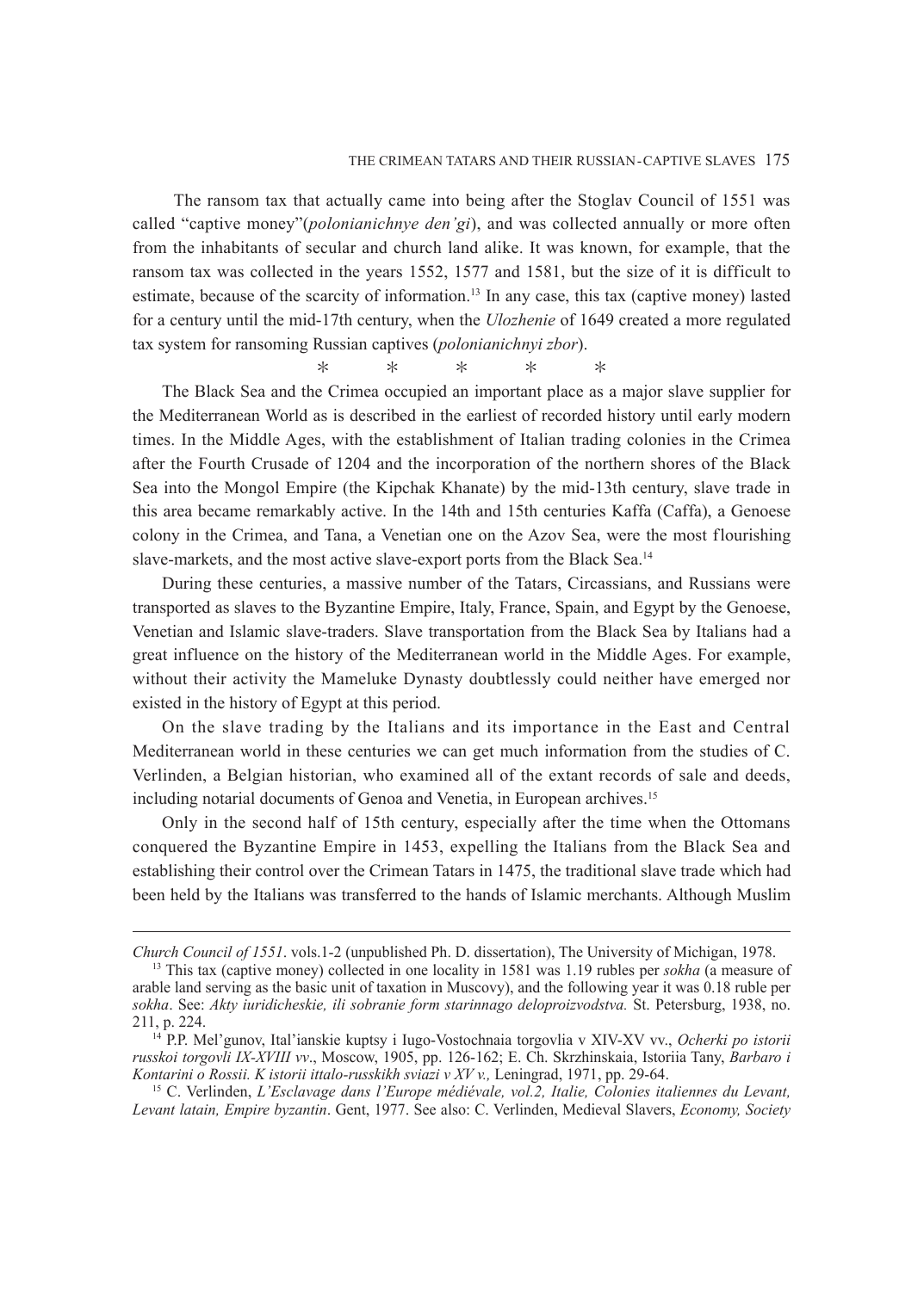The ransom tax that actually came into being after the Stoglav Council of 1551 was called "captive money"(*polonianichnye den'gi*), and was collected annually or more often from the inhabitants of secular and church land alike. It was known, for example, that the ransom tax was collected in the years 1552, 1577 and 1581, but the size of it is difficult to estimate, because of the scarcity of information.[13] In any case, this tax (captive money) lasted for a century until the mid-17th century, when the *Ulozhenie* of 1649 created a more regulated tax system for ransoming Russian captives (*polonianichnyi zbor*).

\*　　\*　　\*　　\*　　\*

The Black Sea and the Crimea occupied an important place as a major slave supplier for the Mediterranean World as is described in the earliest of recorded history until early modern times. In the Middle Ages, with the establishment of Italian trading colonies in the Crimea after the Fourth Crusade of 1204 and the incorporation of the northern shores of the Black Sea into the Mongol Empire (the Kipchak Khanate) by the mid-13th century, slave trade in this area became remarkably active. In the 14th and 15th centuries Kaffa (Caffa), a Genoese colony in the Crimea, and Tana, a Venetian one on the Azov Sea, were the most flourishing slave-markets, and the most active slave-export ports from the Black Sea.[14]

During these centuries, a massive number of the Tatars, Circassians, and Russians were transported as slaves to the Byzantine Empire, Italy, France, Spain, and Egypt by the Genoese, Venetian and Islamic slave-traders. Slave transportation from the Black Sea by Italians had a great influence on the history of the Mediterranean world in the Middle Ages. For example, without their activity the Mameluke Dynasty doubtlessly could neither have emerged nor existed in the history of Egypt at this period.

On the slave trading by the Italians and its importance in the East and Central Mediterranean world in these centuries we can get much information from the studies of C. Verlinden, a Belgian historian, who examined all of the extant records of sale and deeds, including notarial documents of Genoa and Venetia, in European archives.[15]

Only in the second half of 15th century, especially after the time when the Ottomans conquered the Byzantine Empire in 1453, expelling the Italians from the Black Sea and establishing their control over the Crimean Tatars in 1475, the traditional slave trade which had been held by the Italians was transferred to the hands of Islamic merchants. Although Muslim

---

*Church Council of 1551*. vols.1-2 (unpublished Ph. D. dissertation), The University of Michigan, 1978.

[13] This tax (captive money) collected in one locality in 1581 was 1.19 rubles per *sokha* (a measure of arable land serving as the basic unit of taxation in Muscovy), and the following year it was 0.18 ruble per *sokha*. See: *Akty iuridicheskie, ili sobranie form starinnago deloproizvodstva.* St. Petersburg, 1938, no. 211, p. 224.

[14] P.P. Mel'gunov, Ital'ianskie kuptsy i Iugo-Vostochnaia torgovlia v XIV-XV vv., *Ocherki po istorii russkoi torgovli IX-XVIII vv*., Moscow, 1905, pp. 126-162; E. Ch. Skrzhinskaia, Istoriia Tany, *Barbaro i Kontarini o Rossii. K istorii ittalo-russkikh sviazi v XV v.,* Leningrad, 1971, pp. 29-64.

[15] C. Verlinden, *L'Esclavage dans l'Europe médiévale, vol.2, Italie, Colonies italiennes du Levant, Levant latain, Empire byzantin*. Gent, 1977. See also: C. Verlinden, Medieval Slavers, *Economy, Society*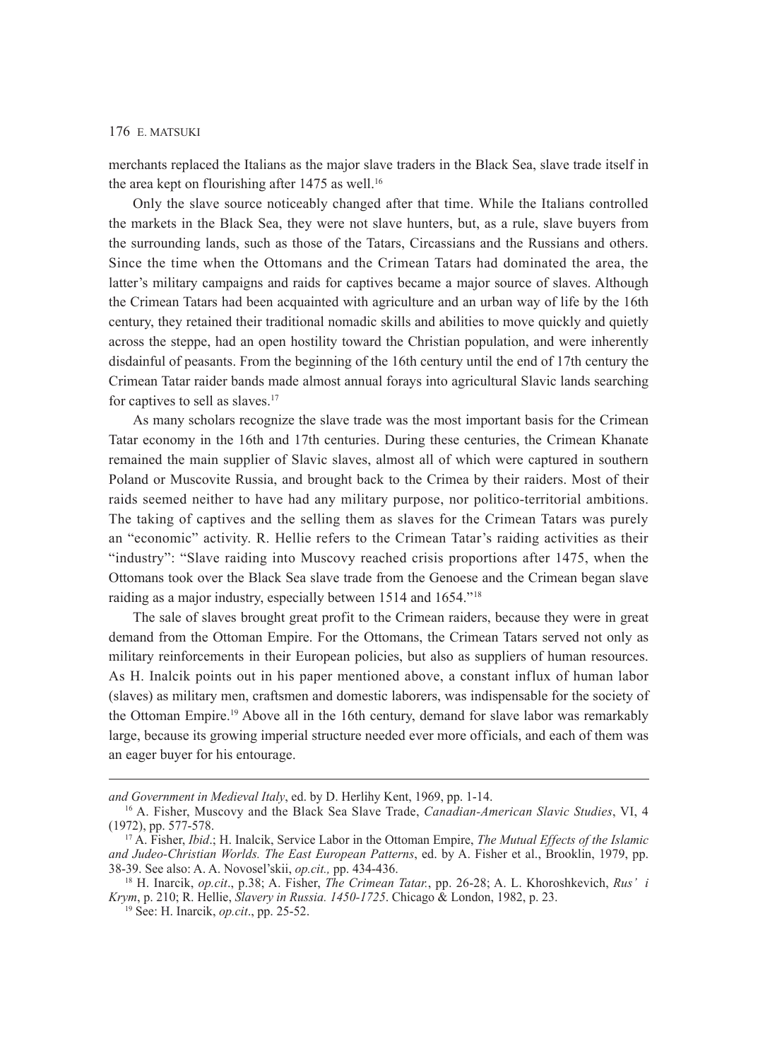merchants replaced the Italians as the major slave traders in the Black Sea, slave trade itself in the area kept on flourishing after 1475 as well.[16]

Only the slave source noticeably changed after that time. While the Italians controlled the markets in the Black Sea, they were not slave hunters, but, as a rule, slave buyers from the surrounding lands, such as those of the Tatars, Circassians and the Russians and others. Since the time when the Ottomans and the Crimean Tatars had dominated the area, the latter's military campaigns and raids for captives became a major source of slaves. Although the Crimean Tatars had been acquainted with agriculture and an urban way of life by the 16th century, they retained their traditional nomadic skills and abilities to move quickly and quietly across the steppe, had an open hostility toward the Christian population, and were inherently disdainful of peasants. From the beginning of the 16th century until the end of 17th century the Crimean Tatar raider bands made almost annual forays into agricultural Slavic lands searching for captives to sell as slaves.[17]

As many scholars recognize the slave trade was the most important basis for the Crimean Tatar economy in the 16th and 17th centuries. During these centuries, the Crimean Khanate remained the main supplier of Slavic slaves, almost all of which were captured in southern Poland or Muscovite Russia, and brought back to the Crimea by their raiders. Most of their raids seemed neither to have had any military purpose, nor politico-territorial ambitions. The taking of captives and the selling them as slaves for the Crimean Tatars was purely an "economic" activity. R. Hellie refers to the Crimean Tatar's raiding activities as their "industry": "Slave raiding into Muscovy reached crisis proportions after 1475, when the Ottomans took over the Black Sea slave trade from the Genoese and the Crimean began slave raiding as a major industry, especially between 1514 and 1654."[18]

The sale of slaves brought great profit to the Crimean raiders, because they were in great demand from the Ottoman Empire. For the Ottomans, the Crimean Tatars served not only as military reinforcements in their European policies, but also as suppliers of human resources. As H. Inalcik points out in his paper mentioned above, a constant influx of human labor (slaves) as military men, craftsmen and domestic laborers, was indispensable for the society of the Ottoman Empire.[19] Above all in the 16th century, demand for slave labor was remarkably large, because its growing imperial structure needed ever more officials, and each of them was an eager buyer for his entourage.

---

*and Government in Medieval Italy*, ed. by D. Herlihy Kent, 1969, pp. 1-14.

[16] A. Fisher, Muscovy and the Black Sea Slave Trade, *Canadian-American Slavic Studies*, VI, 4 (1972), pp. 577-578.

[17] A. Fisher, *Ibid*.; H. Inalcik, Service Labor in the Ottoman Empire, *The Mutual Effects of the Islamic and Judeo-Christian Worlds. The East European Patterns*, ed. by A. Fisher et al., Brooklin, 1979, pp. 38-39. See also: A. A. Novosel'skii, *op.cit.,* pp. 434-436.

[18] H. Inarcik, *op.cit*., p.38; A. Fisher, *The Crimean Tatar.*, pp. 26-28; A. L. Khoroshkevich, *Rus' i Krym*, p. 210; R. Hellie, *Slavery in Russia. 1450-1725*. Chicago & London, 1982, p. 23.

[19] See: H. Inarcik, *op.cit*., pp. 25-52.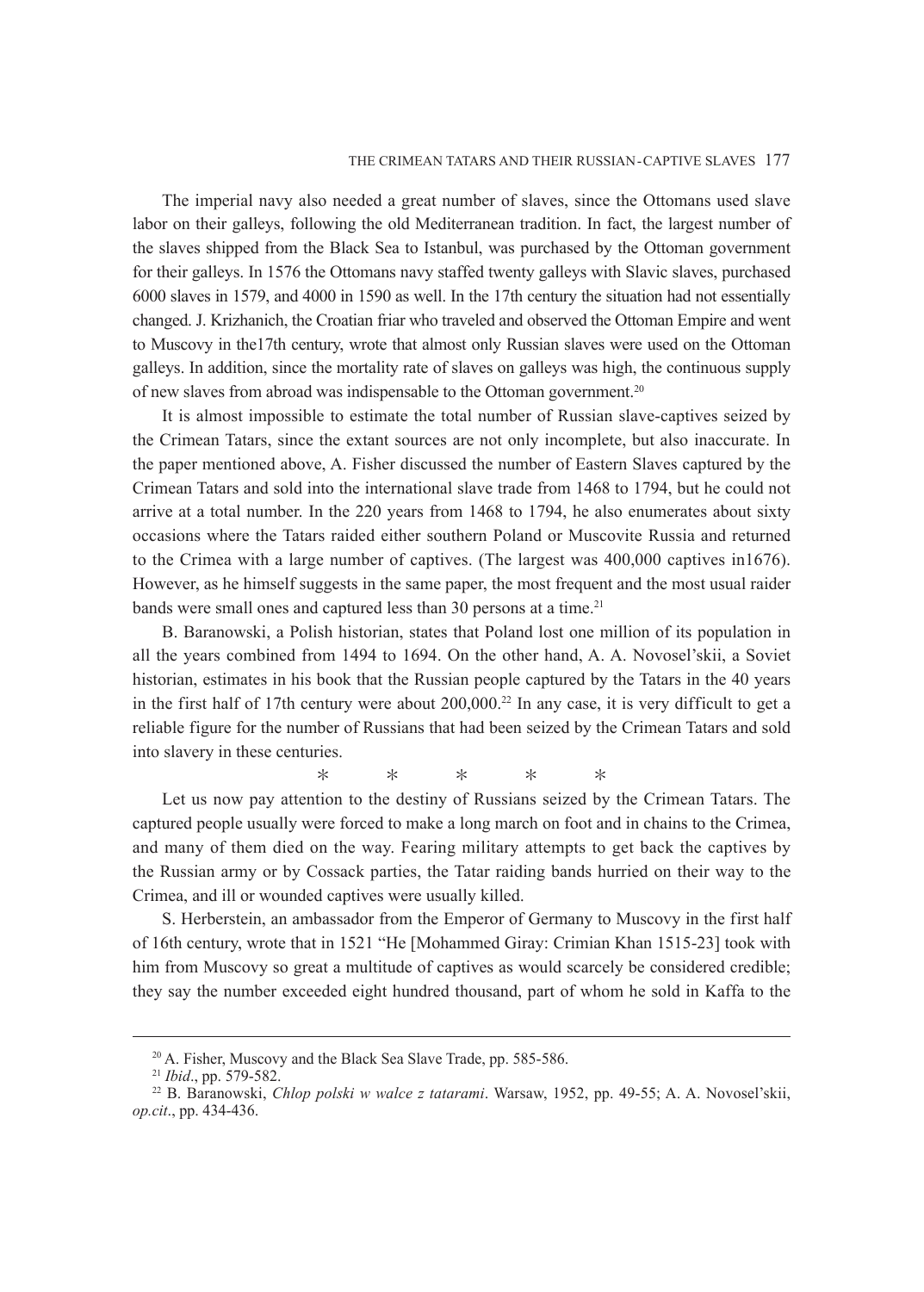The imperial navy also needed a great number of slaves, since the Ottomans used slave labor on their galleys, following the old Mediterranean tradition. In fact, the largest number of the slaves shipped from the Black Sea to Istanbul, was purchased by the Ottoman government for their galleys. In 1576 the Ottomans navy staffed twenty galleys with Slavic slaves, purchased 6000 slaves in 1579, and 4000 in 1590 as well. In the 17th century the situation had not essentially changed. J. Krizhanich, the Croatian friar who traveled and observed the Ottoman Empire and went to Muscovy in the17th century, wrote that almost only Russian slaves were used on the Ottoman galleys. In addition, since the mortality rate of slaves on galleys was high, the continuous supply of new slaves from abroad was indispensable to the Ottoman government.[20]

It is almost impossible to estimate the total number of Russian slave-captives seized by the Crimean Tatars, since the extant sources are not only incomplete, but also inaccurate. In the paper mentioned above, A. Fisher discussed the number of Eastern Slaves captured by the Crimean Tatars and sold into the international slave trade from 1468 to 1794, but he could not arrive at a total number. In the 220 years from 1468 to 1794, he also enumerates about sixty occasions where the Tatars raided either southern Poland or Muscovite Russia and returned to the Crimea with a large number of captives. (The largest was 400,000 captives in1676). However, as he himself suggests in the same paper, the most frequent and the most usual raider bands were small ones and captured less than 30 persons at a time.[21]

B. Baranowski, a Polish historian, states that Poland lost one million of its population in all the years combined from 1494 to 1694. On the other hand, A. A. Novosel'skii, a Soviet historian, estimates in his book that the Russian people captured by the Tatars in the 40 years in the first half of 17th century were about 200,000.[22] In any case, it is very difficult to get a reliable figure for the number of Russians that had been seized by the Crimean Tatars and sold into slavery in these centuries.

\* \* \* \* \*

Let us now pay attention to the destiny of Russians seized by the Crimean Tatars. The captured people usually were forced to make a long march on foot and in chains to the Crimea, and many of them died on the way. Fearing military attempts to get back the captives by the Russian army or by Cossack parties, the Tatar raiding bands hurried on their way to the Crimea, and ill or wounded captives were usually killed.

S. Herberstein, an ambassador from the Emperor of Germany to Muscovy in the first half of 16th century, wrote that in 1521 "He [Mohammed Giray: Crimian Khan 1515-23] took with him from Muscovy so great a multitude of captives as would scarcely be considered credible; they say the number exceeded eight hundred thousand, part of whom he sold in Kaffa to the

---

[20] A. Fisher, Muscovy and the Black Sea Slave Trade, pp. 585-586.

[21] *Ibid*., pp. 579-582.

[22] B. Baranowski, *Chlop polski w walce z tatarami*. Warsaw, 1952, pp. 49-55; A. A. Novosel'skii, *op.cit*., pp. 434-436.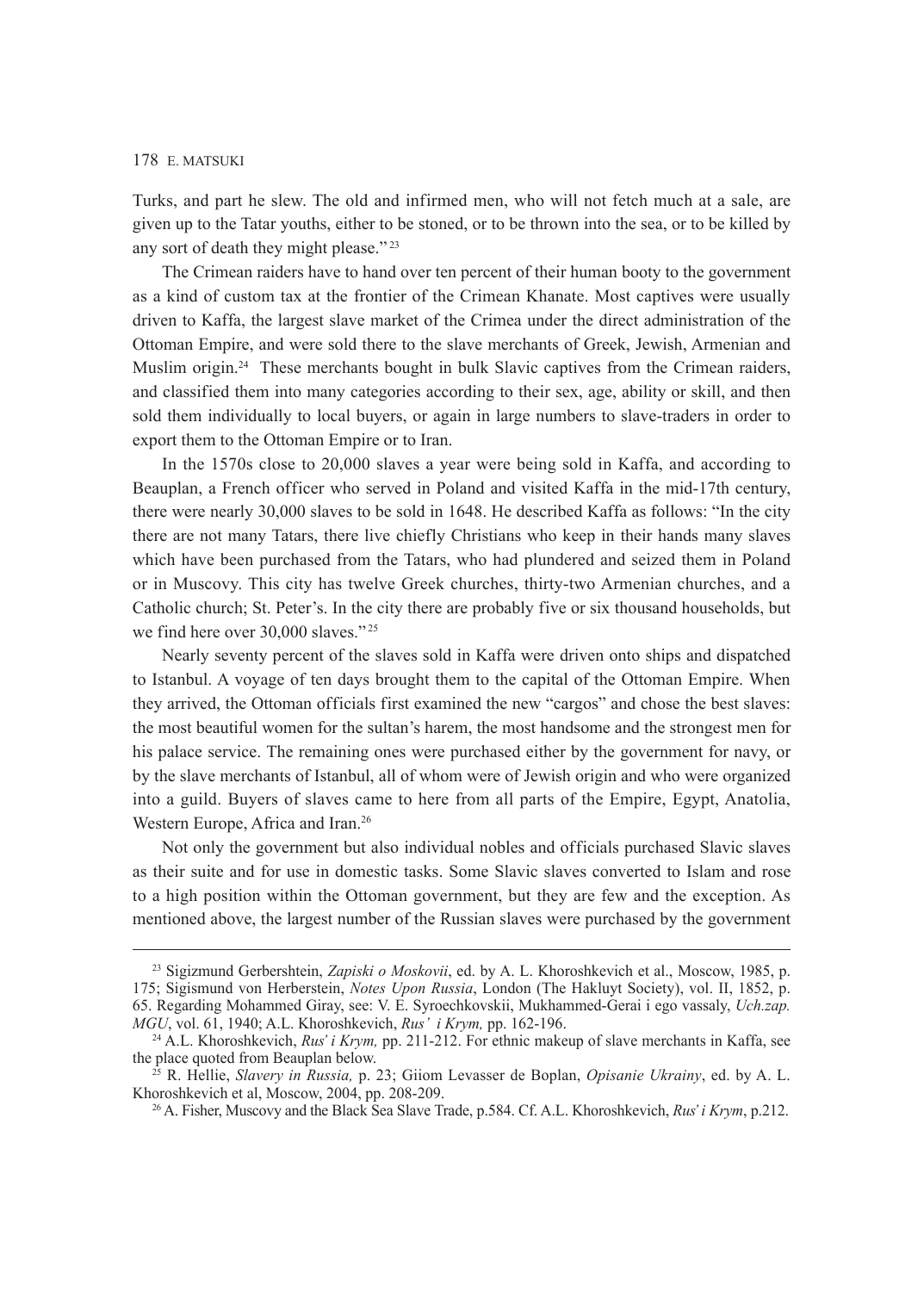Turks, and part he slew. The old and infirmed men, who will not fetch much at a sale, are given up to the Tatar youths, either to be stoned, or to be thrown into the sea, or to be killed by any sort of death they might please."[23]

The Crimean raiders have to hand over ten percent of their human booty to the government as a kind of custom tax at the frontier of the Crimean Khanate. Most captives were usually driven to Kaffa, the largest slave market of the Crimea under the direct administration of the Ottoman Empire, and were sold there to the slave merchants of Greek, Jewish, Armenian and Muslim origin.[24] These merchants bought in bulk Slavic captives from the Crimean raiders, and classified them into many categories according to their sex, age, ability or skill, and then sold them individually to local buyers, or again in large numbers to slave-traders in order to export them to the Ottoman Empire or to Iran.

In the 1570s close to 20,000 slaves a year were being sold in Kaffa, and according to Beauplan, a French officer who served in Poland and visited Kaffa in the mid-17th century, there were nearly 30,000 slaves to be sold in 1648. He described Kaffa as follows: "In the city there are not many Tatars, there live chiefly Christians who keep in their hands many slaves which have been purchased from the Tatars, who had plundered and seized them in Poland or in Muscovy. This city has twelve Greek churches, thirty-two Armenian churches, and a Catholic church; St. Peter's. In the city there are probably five or six thousand households, but we find here over 30,000 slaves."[25]

Nearly seventy percent of the slaves sold in Kaffa were driven onto ships and dispatched to Istanbul. A voyage of ten days brought them to the capital of the Ottoman Empire. When they arrived, the Ottoman officials first examined the new "cargos" and chose the best slaves: the most beautiful women for the sultan's harem, the most handsome and the strongest men for his palace service. The remaining ones were purchased either by the government for navy, or by the slave merchants of Istanbul, all of whom were of Jewish origin and who were organized into a guild. Buyers of slaves came to here from all parts of the Empire, Egypt, Anatolia, Western Europe, Africa and Iran.[26]

Not only the government but also individual nobles and officials purchased Slavic slaves as their suite and for use in domestic tasks. Some Slavic slaves converted to Islam and rose to a high position within the Ottoman government, but they are few and the exception. As mentioned above, the largest number of the Russian slaves were purchased by the government

---

[23] Sigizmund Gerbershtein, *Zapiski o Moskovii*, ed. by A. L. Khoroshkevich et al., Moscow, 1985, p. 175; Sigismund von Herberstein, *Notes Upon Russia*, London (The Hakluyt Society), vol. II, 1852, p. 65. Regarding Mohammed Giray, see: V. E. Syroechkovskii, Mukhammed-Gerai i ego vassaly, *Uch.zap. MGU*, vol. 61, 1940; A.L. Khoroshkevich, *Rus' i Krym,* pp. 162-196.

[24] A.L. Khoroshkevich, *Rus' i Krym,* pp. 211-212. For ethnic makeup of slave merchants in Kaffa, see the place quoted from Beauplan below.

[25] R. Hellie, *Slavery in Russia,* p. 23; Giiom Levasser de Boplan, *Opisanie Ukrainy*, ed. by A. L. Khoroshkevich et al, Moscow, 2004, pp. 208-209.

[26] A. Fisher, Muscovy and the Black Sea Slave Trade, p.584. Cf. A.L. Khoroshkevich, *Rus' i Krym*, p.212.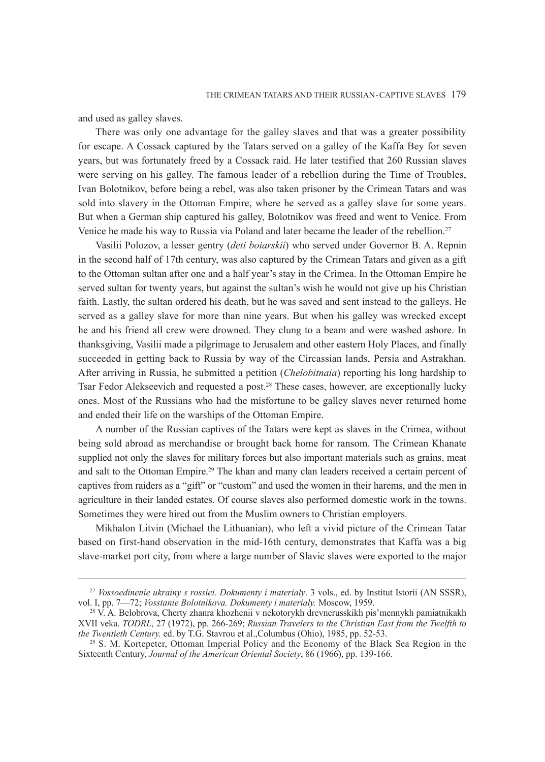and used as galley slaves.

There was only one advantage for the galley slaves and that was a greater possibility for escape. A Cossack captured by the Tatars served on a galley of the Kaffa Bey for seven years, but was fortunately freed by a Cossack raid. He later testified that 260 Russian slaves were serving on his galley. The famous leader of a rebellion during the Time of Troubles, Ivan Bolotnikov, before being a rebel, was also taken prisoner by the Crimean Tatars and was sold into slavery in the Ottoman Empire, where he served as a galley slave for some years. But when a German ship captured his galley, Bolotnikov was freed and went to Venice. From Venice he made his way to Russia via Poland and later became the leader of the rebellion.[27]

Vasilii Polozov, a lesser gentry (*deti boiarskii*) who served under Governor B. A. Repnin in the second half of 17th century, was also captured by the Crimean Tatars and given as a gift to the Ottoman sultan after one and a half year's stay in the Crimea. In the Ottoman Empire he served sultan for twenty years, but against the sultan's wish he would not give up his Christian faith. Lastly, the sultan ordered his death, but he was saved and sent instead to the galleys. He served as a galley slave for more than nine years. But when his galley was wrecked except he and his friend all crew were drowned. They clung to a beam and were washed ashore. In thanksgiving, Vasilii made a pilgrimage to Jerusalem and other eastern Holy Places, and finally succeeded in getting back to Russia by way of the Circassian lands, Persia and Astrakhan. After arriving in Russia, he submitted a petition (*Chelobitnaia*) reporting his long hardship to Tsar Fedor Alekseevich and requested a post.[28] These cases, however, are exceptionally lucky ones. Most of the Russians who had the misfortune to be galley slaves never returned home and ended their life on the warships of the Ottoman Empire.

A number of the Russian captives of the Tatars were kept as slaves in the Crimea, without being sold abroad as merchandise or brought back home for ransom. The Crimean Khanate supplied not only the slaves for military forces but also important materials such as grains, meat and salt to the Ottoman Empire.[29] The khan and many clan leaders received a certain percent of captives from raiders as a "gift" or "custom" and used the women in their harems, and the men in agriculture in their landed estates. Of course slaves also performed domestic work in the towns. Sometimes they were hired out from the Muslim owners to Christian employers.

Mikhalon Litvin (Michael the Lithuanian), who left a vivid picture of the Crimean Tatar based on first-hand observation in the mid-16th century, demonstrates that Kaffa was a big slave-market port city, from where a large number of Slavic slaves were exported to the major

---

[27] *Vossoedinenie ukrainy s rossiei. Dokumenty i materialy*. 3 vols., ed. by Institut Istorii (AN SSSR), vol. I, pp. 7—72; *Vosstanie Bolotnikova. Dokumenty i materialy.* Moscow, 1959.

[28] V. A. Belobrova, Cherty zhanra khozhenii v nekotorykh drevnerusskikh pis'mennykh pamiatnikakh XVII veka. *TODRL*, 27 (1972), pp. 266-269; *Russian Travelers to the Christian East from the Twelfth to the Twentieth Century.* ed. by T.G. Stavrou et al.,Columbus (Ohio), 1985, pp. 52-53.

[29] S. M. Kortepeter, Ottoman Imperial Policy and the Economy of the Black Sea Region in the Sixteenth Century, *Journal of the American Oriental Society*, 86 (1966), pp. 139-166.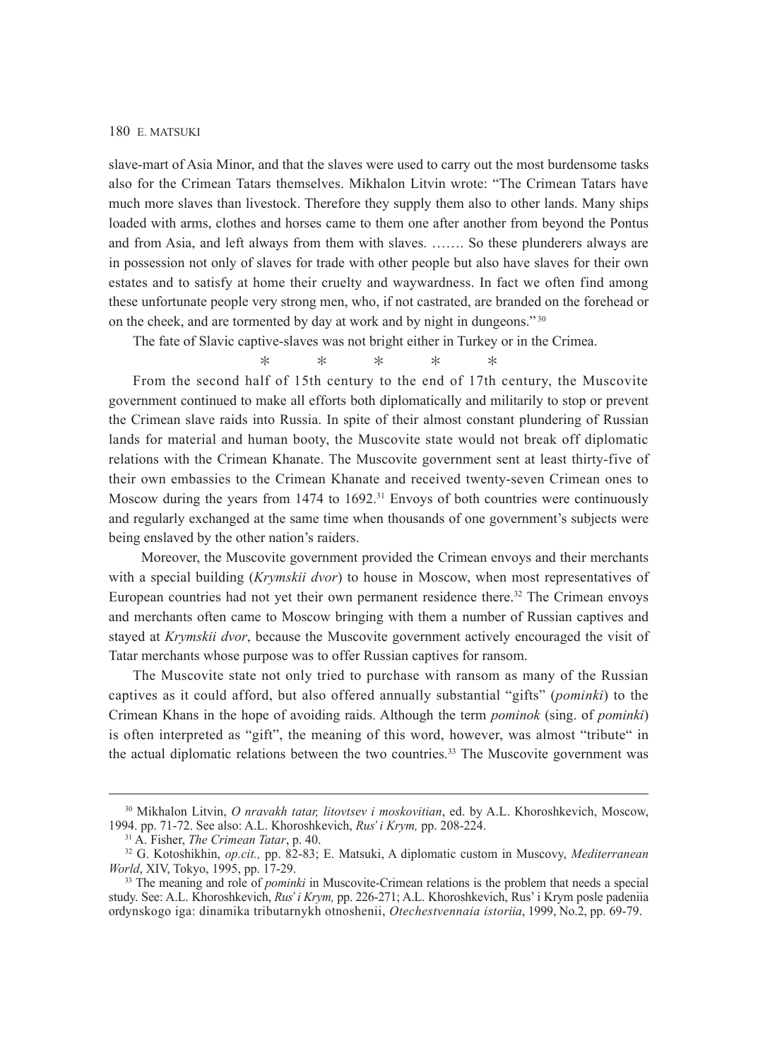slave-mart of Asia Minor, and that the slaves were used to carry out the most burdensome tasks also for the Crimean Tatars themselves. Mikhalon Litvin wrote: "The Crimean Tatars have much more slaves than livestock. Therefore they supply them also to other lands. Many ships loaded with arms, clothes and horses came to them one after another from beyond the Pontus and from Asia, and left always from them with slaves. ……. So these plunderers always are in possession not only of slaves for trade with other people but also have slaves for their own estates and to satisfy at home their cruelty and waywardness. In fact we often find among these unfortunate people very strong men, who, if not castrated, are branded on the forehead or on the cheek, and are tormented by day at work and by night in dungeons." [30]

The fate of Slavic captive-slaves was not bright either in Turkey or in the Crimea.

\* \* \* \* \*

From the second half of 15th century to the end of 17th century, the Muscovite government continued to make all efforts both diplomatically and militarily to stop or prevent the Crimean slave raids into Russia. In spite of their almost constant plundering of Russian lands for material and human booty, the Muscovite state would not break off diplomatic relations with the Crimean Khanate. The Muscovite government sent at least thirty-five of their own embassies to the Crimean Khanate and received twenty-seven Crimean ones to Moscow during the years from 1474 to 1692.[31] Envoys of both countries were continuously and regularly exchanged at the same time when thousands of one government's subjects were being enslaved by the other nation's raiders.

Moreover, the Muscovite government provided the Crimean envoys and their merchants with a special building (*Krymskii dvor*) to house in Moscow, when most representatives of European countries had not yet their own permanent residence there.[32] The Crimean envoys and merchants often came to Moscow bringing with them a number of Russian captives and stayed at *Krymskii dvor*, because the Muscovite government actively encouraged the visit of Tatar merchants whose purpose was to offer Russian captives for ransom.

The Muscovite state not only tried to purchase with ransom as many of the Russian captives as it could afford, but also offered annually substantial "gifts" (*pominki*) to the Crimean Khans in the hope of avoiding raids. Although the term *pominok* (sing. of *pominki*) is often interpreted as "gift", the meaning of this word, however, was almost "tribute" in the actual diplomatic relations between the two countries.[33] The Muscovite government was

---

[30] Mikhalon Litvin, *O nravakh tatar, litovtsev i moskovitian*, ed. by A.L. Khoroshkevich, Moscow, 1994. pp. 71-72. See also: A.L. Khoroshkevich, *Rus' i Krym,* pp. 208-224.

[31] A. Fisher, *The Crimean Tatar*, p. 40.

[32] G. Kotoshikhin, *op.cit.,* pp. 82-83; E. Matsuki, A diplomatic custom in Muscovy, *Mediterranean World*, XIV, Tokyo, 1995, pp. 17-29.

[33] The meaning and role of *pominki* in Muscovite-Crimean relations is the problem that needs a special study. See: A.L. Khoroshkevich, *Rus' i Krym,* pp. 226-271; A.L. Khoroshkevich, Rus' i Krym posle padeniia ordynskogo iga: dinamika tributarnykh otnoshenii, *Otechestvennaia istoriia*, 1999, No.2, pp. 69-79.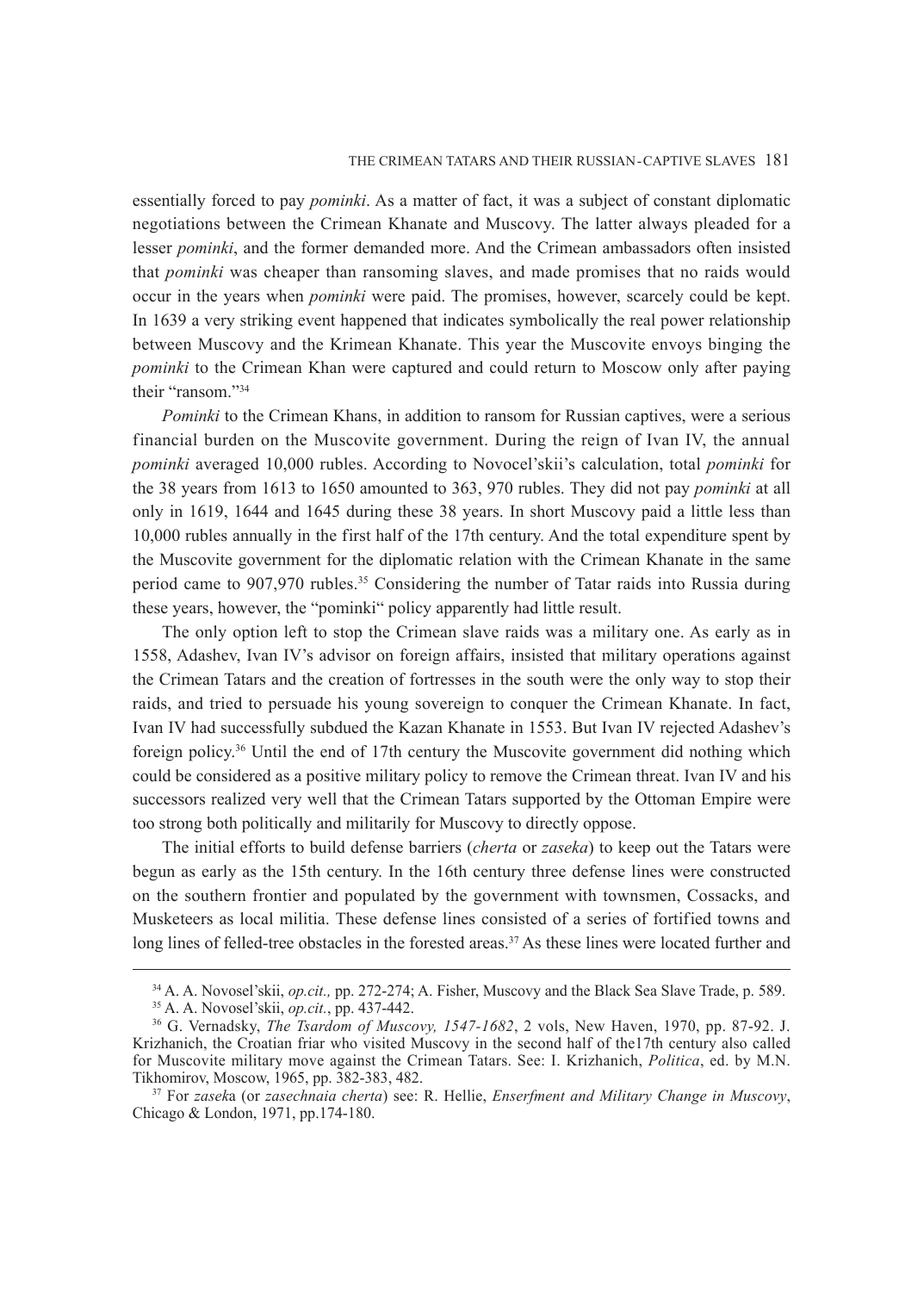essentially forced to pay *pominki*. As a matter of fact, it was a subject of constant diplomatic negotiations between the Crimean Khanate and Muscovy. The latter always pleaded for a lesser *pominki*, and the former demanded more. And the Crimean ambassadors often insisted that *pominki* was cheaper than ransoming slaves, and made promises that no raids would occur in the years when *pominki* were paid. The promises, however, scarcely could be kept. In 1639 a very striking event happened that indicates symbolically the real power relationship between Muscovy and the Krimean Khanate. This year the Muscovite envoys binging the *pominki* to the Crimean Khan were captured and could return to Moscow only after paying their "ransom."[34]

*Pominki* to the Crimean Khans, in addition to ransom for Russian captives, were a serious financial burden on the Muscovite government. During the reign of Ivan IV, the annual *pominki* averaged 10,000 rubles. According to Novocel'skii's calculation, total *pominki* for the 38 years from 1613 to 1650 amounted to 363, 970 rubles. They did not pay *pominki* at all only in 1619, 1644 and 1645 during these 38 years. In short Muscovy paid a little less than 10,000 rubles annually in the first half of the 17th century. And the total expenditure spent by the Muscovite government for the diplomatic relation with the Crimean Khanate in the same period came to 907,970 rubles.[35] Considering the number of Tatar raids into Russia during these years, however, the "pominki" policy apparently had little result.

The only option left to stop the Crimean slave raids was a military one. As early as in 1558, Adashev, Ivan IV's advisor on foreign affairs, insisted that military operations against the Crimean Tatars and the creation of fortresses in the south were the only way to stop their raids, and tried to persuade his young sovereign to conquer the Crimean Khanate. In fact, Ivan IV had successfully subdued the Kazan Khanate in 1553. But Ivan IV rejected Adashev's foreign policy.[36] Until the end of 17th century the Muscovite government did nothing which could be considered as a positive military policy to remove the Crimean threat. Ivan IV and his successors realized very well that the Crimean Tatars supported by the Ottoman Empire were too strong both politically and militarily for Muscovy to directly oppose.

The initial efforts to build defense barriers (*cherta* or *zaseka*) to keep out the Tatars were begun as early as the 15th century. In the 16th century three defense lines were constructed on the southern frontier and populated by the government with townsmen, Cossacks, and Musketeers as local militia. These defense lines consisted of a series of fortified towns and long lines of felled-tree obstacles in the forested areas.[37] As these lines were located further and

---

[34] A. A. Novosel'skii, *op.cit.,* pp. 272-274; A. Fisher, Muscovy and the Black Sea Slave Trade, p. 589.

[35] A. A. Novosel'skii, *op.cit.*, pp. 437-442.

[36] G. Vernadsky, *The Tsardom of Muscovy, 1547-1682*, 2 vols, New Haven, 1970, pp. 87-92. J. Krizhanich, the Croatian friar who visited Muscovy in the second half of the17th century also called for Muscovite military move against the Crimean Tatars. See: I. Krizhanich, *Politica*, ed. by M.N. Tikhomirov, Moscow, 1965, pp. 382-383, 482.

[37] For *zaseka* (or *zasechnaia cherta*) see: R. Hellie, *Enserfment and Military Change in Muscovy*, Chicago & London, 1971, pp.174-180.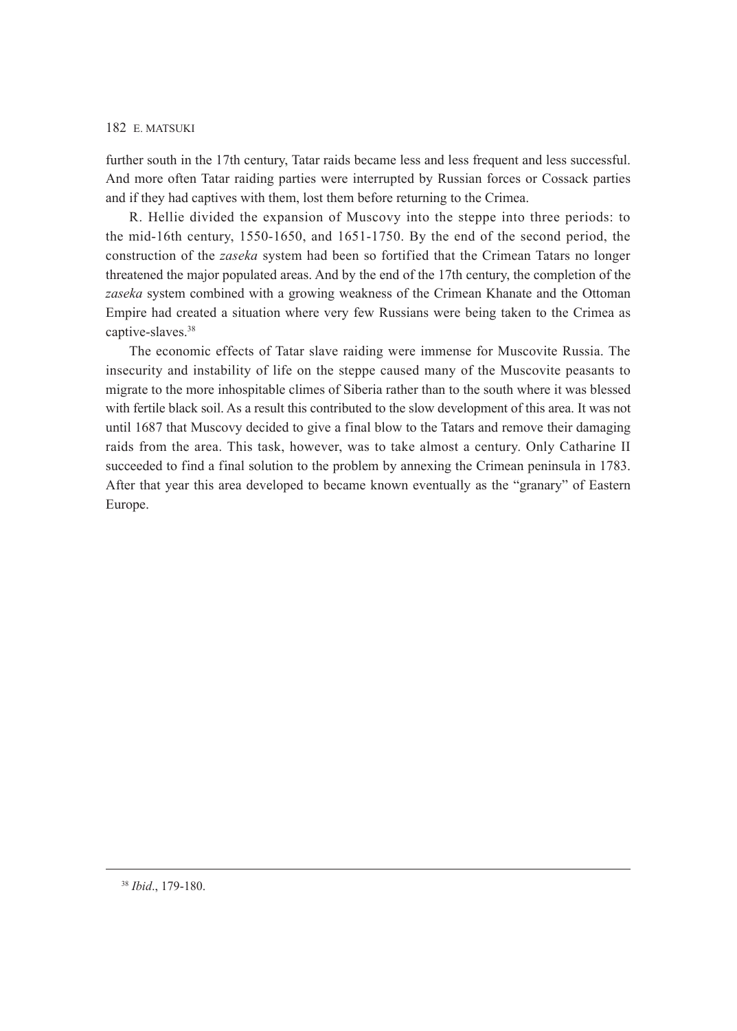further south in the 17th century, Tatar raids became less and less frequent and less successful. And more often Tatar raiding parties were interrupted by Russian forces or Cossack parties and if they had captives with them, lost them before returning to the Crimea.

R. Hellie divided the expansion of Muscovy into the steppe into three periods: to the mid-16th century, 1550-1650, and 1651-1750. By the end of the second period, the construction of the *zaseka* system had been so fortified that the Crimean Tatars no longer threatened the major populated areas. And by the end of the 17th century, the completion of the *zaseka* system combined with a growing weakness of the Crimean Khanate and the Ottoman Empire had created a situation where very few Russians were being taken to the Crimea as captive-slaves.[38]

The economic effects of Tatar slave raiding were immense for Muscovite Russia. The insecurity and instability of life on the steppe caused many of the Muscovite peasants to migrate to the more inhospitable climes of Siberia rather than to the south where it was blessed with fertile black soil. As a result this contributed to the slow development of this area. It was not until 1687 that Muscovy decided to give a final blow to the Tatars and remove their damaging raids from the area. This task, however, was to take almost a century. Only Catharine II succeeded to find a final solution to the problem by annexing the Crimean peninsula in 1783. After that year this area developed to became known eventually as the "granary" of Eastern Europe.

---

[38] *Ibid*., 179-180.